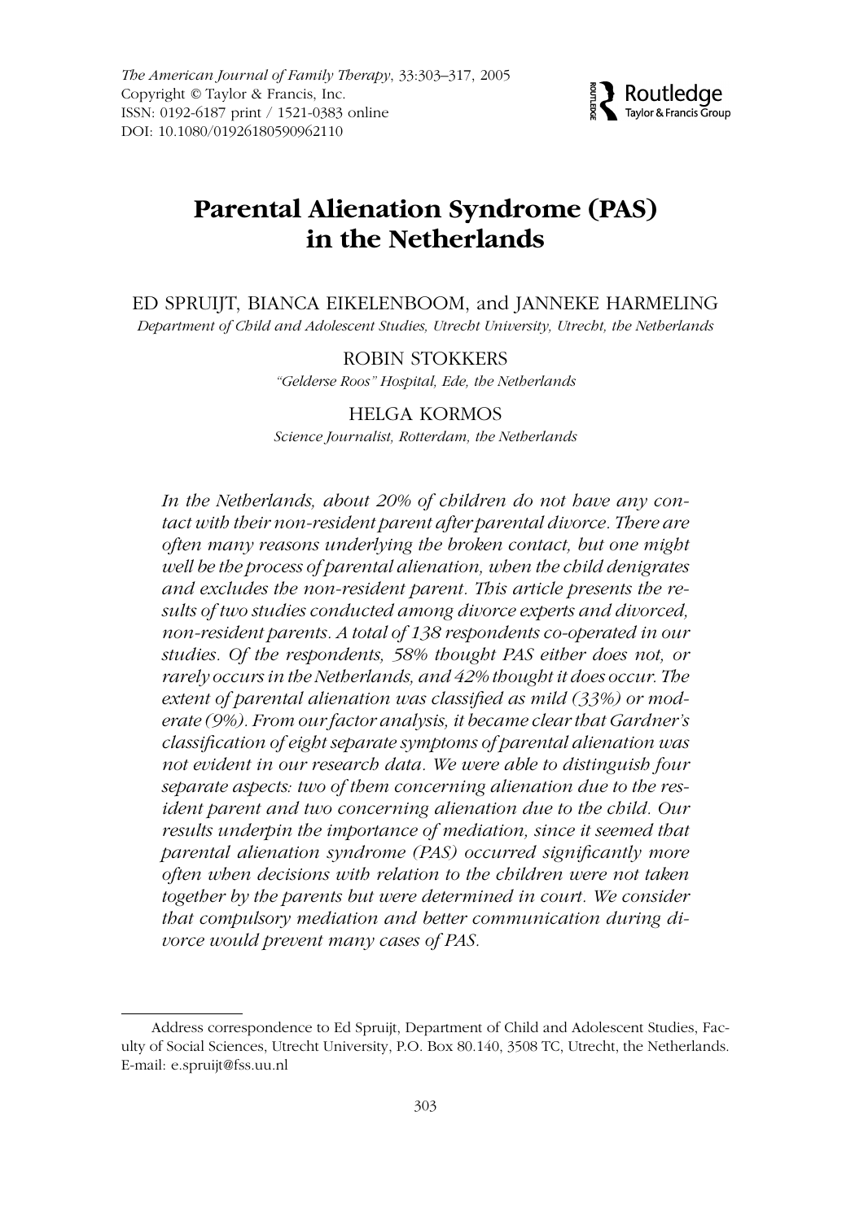# Parental Alienation Syndrome (PAS) in the Netherlands

ED SPRUIJT, BIANCA EIKELENBOOM, and JANNEKE HARMELING
*Department of Child and Adolescent Studies, Utrecht University, Utrecht, the Netherlands*

ROBIN STOKKERS
*"Gelderse Roos" Hospital, Ede, the Netherlands*

HELGA KORMOS
*Science Journalist, Rotterdam, the Netherlands*

*In the Netherlands, about 20% of children do not have any contact with their non-resident parent after parental divorce. There are often many reasons underlying the broken contact, but one might well be the process of parental alienation, when the child denigrates and excludes the non-resident parent. This article presents the results of two studies conducted among divorce experts and divorced, non-resident parents. A total of 138 respondents co-operated in our studies. Of the respondents, 58% thought PAS either does not, or rarely occurs in the Netherlands, and 42% thought it does occur. The extent of parental alienation was classified as mild (33%) or moderate (9%). From our factor analysis, it became clear that Gardner's classification of eight separate symptoms of parental alienation was not evident in our research data. We were able to distinguish four separate aspects: two of them concerning alienation due to the resident parent and two concerning alienation due to the child. Our results underpin the importance of mediation, since it seemed that parental alienation syndrome (PAS) occurred significantly more often when decisions with relation to the children were not taken together by the parents but were determined in court. We consider that compulsory mediation and better communication during divorce would prevent many cases of PAS.*

Address correspondence to Ed Spruijt, Department of Child and Adolescent Studies, Faculty of Social Sciences, Utrecht University, P.O. Box 80.140, 3508 TC, Utrecht, the Netherlands. E-mail: e.spruijt@fss.uu.nl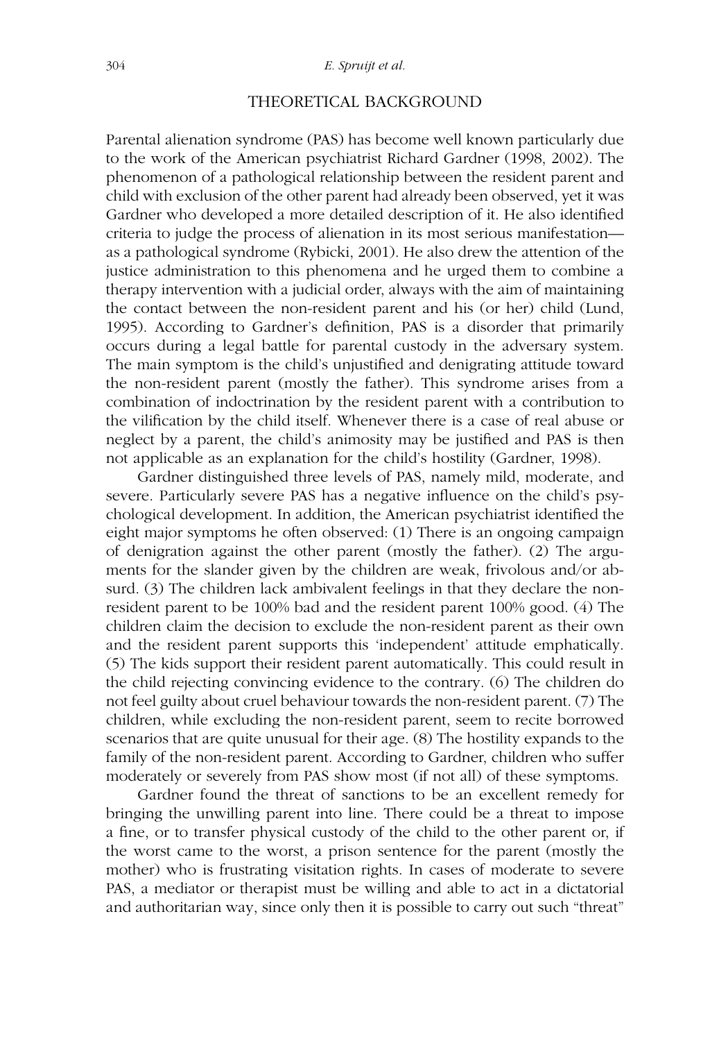## THEORETICAL BACKGROUND

Parental alienation syndrome (PAS) has become well known particularly due to the work of the American psychiatrist Richard Gardner (1998, 2002). The phenomenon of a pathological relationship between the resident parent and child with exclusion of the other parent had already been observed, yet it was Gardner who developed a more detailed description of it. He also identified criteria to judge the process of alienation in its most serious manifestation—as a pathological syndrome (Rybicki, 2001). He also drew the attention of the justice administration to this phenomena and he urged them to combine a therapy intervention with a judicial order, always with the aim of maintaining the contact between the non-resident parent and his (or her) child (Lund, 1995). According to Gardner's definition, PAS is a disorder that primarily occurs during a legal battle for parental custody in the adversary system. The main symptom is the child's unjustified and denigrating attitude toward the non-resident parent (mostly the father). This syndrome arises from a combination of indoctrination by the resident parent with a contribution to the vilification by the child itself. Whenever there is a case of real abuse or neglect by a parent, the child's animosity may be justified and PAS is then not applicable as an explanation for the child's hostility (Gardner, 1998).

Gardner distinguished three levels of PAS, namely mild, moderate, and severe. Particularly severe PAS has a negative influence on the child's psychological development. In addition, the American psychiatrist identified the eight major symptoms he often observed: (1) There is an ongoing campaign of denigration against the other parent (mostly the father). (2) The arguments for the slander given by the children are weak, frivolous and/or absurd. (3) The children lack ambivalent feelings in that they declare the non-resident parent to be 100% bad and the resident parent 100% good. (4) The children claim the decision to exclude the non-resident parent as their own and the resident parent supports this 'independent' attitude emphatically. (5) The kids support their resident parent automatically. This could result in the child rejecting convincing evidence to the contrary. (6) The children do not feel guilty about cruel behaviour towards the non-resident parent. (7) The children, while excluding the non-resident parent, seem to recite borrowed scenarios that are quite unusual for their age. (8) The hostility expands to the family of the non-resident parent. According to Gardner, children who suffer moderately or severely from PAS show most (if not all) of these symptoms.

Gardner found the threat of sanctions to be an excellent remedy for bringing the unwilling parent into line. There could be a threat to impose a fine, or to transfer physical custody of the child to the other parent or, if the worst came to the worst, a prison sentence for the parent (mostly the mother) who is frustrating visitation rights. In cases of moderate to severe PAS, a mediator or therapist must be willing and able to act in a dictatorial and authoritarian way, since only then it is possible to carry out such "threat"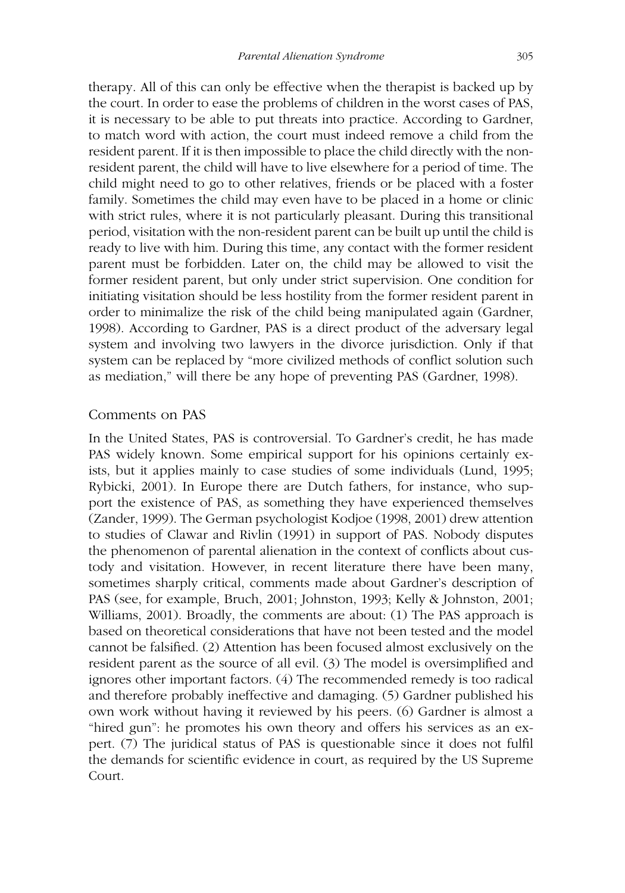therapy. All of this can only be effective when the therapist is backed up by the court. In order to ease the problems of children in the worst cases of PAS, it is necessary to be able to put threats into practice. According to Gardner, to match word with action, the court must indeed remove a child from the resident parent. If it is then impossible to place the child directly with the non-resident parent, the child will have to live elsewhere for a period of time. The child might need to go to other relatives, friends or be placed with a foster family. Sometimes the child may even have to be placed in a home or clinic with strict rules, where it is not particularly pleasant. During this transitional period, visitation with the non-resident parent can be built up until the child is ready to live with him. During this time, any contact with the former resident parent must be forbidden. Later on, the child may be allowed to visit the former resident parent, but only under strict supervision. One condition for initiating visitation should be less hostility from the former resident parent in order to minimalize the risk of the child being manipulated again (Gardner, 1998). According to Gardner, PAS is a direct product of the adversary legal system and involving two lawyers in the divorce jurisdiction. Only if that system can be replaced by "more civilized methods of conflict solution such as mediation," will there be any hope of preventing PAS (Gardner, 1998).

## Comments on PAS

In the United States, PAS is controversial. To Gardner's credit, he has made PAS widely known. Some empirical support for his opinions certainly exists, but it applies mainly to case studies of some individuals (Lund, 1995; Rybicki, 2001). In Europe there are Dutch fathers, for instance, who support the existence of PAS, as something they have experienced themselves (Zander, 1999). The German psychologist Kodjoe (1998, 2001) drew attention to studies of Clawar and Rivlin (1991) in support of PAS. Nobody disputes the phenomenon of parental alienation in the context of conflicts about custody and visitation. However, in recent literature there have been many, sometimes sharply critical, comments made about Gardner's description of PAS (see, for example, Bruch, 2001; Johnston, 1993; Kelly & Johnston, 2001; Williams, 2001). Broadly, the comments are about: (1) The PAS approach is based on theoretical considerations that have not been tested and the model cannot be falsified. (2) Attention has been focused almost exclusively on the resident parent as the source of all evil. (3) The model is oversimplified and ignores other important factors. (4) The recommended remedy is too radical and therefore probably ineffective and damaging. (5) Gardner published his own work without having it reviewed by his peers. (6) Gardner is almost a "hired gun": he promotes his own theory and offers his services as an expert. (7) The juridical status of PAS is questionable since it does not fulfil the demands for scientific evidence in court, as required by the US Supreme Court.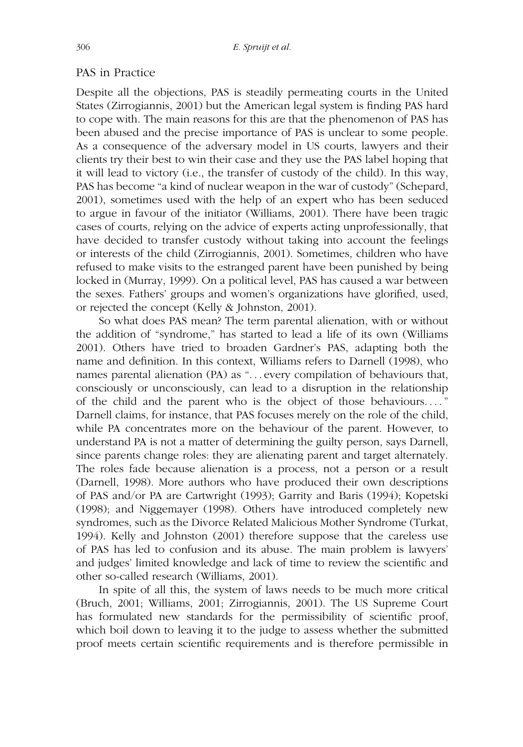## PAS in Practice

Despite all the objections, PAS is steadily permeating courts in the United States (Zirrogiannis, 2001) but the American legal system is finding PAS hard to cope with. The main reasons for this are that the phenomenon of PAS has been abused and the precise importance of PAS is unclear to some people. As a consequence of the adversary model in US courts, lawyers and their clients try their best to win their case and they use the PAS label hoping that it will lead to victory (i.e., the transfer of custody of the child). In this way, PAS has become "a kind of nuclear weapon in the war of custody" (Schepard, 2001), sometimes used with the help of an expert who has been seduced to argue in favour of the initiator (Williams, 2001). There have been tragic cases of courts, relying on the advice of experts acting unprofessionally, that have decided to transfer custody without taking into account the feelings or interests of the child (Zirrogiannis, 2001). Sometimes, children who have refused to make visits to the estranged parent have been punished by being locked in (Murray, 1999). On a political level, PAS has caused a war between the sexes. Fathers' groups and women's organizations have glorified, used, or rejected the concept (Kelly & Johnston, 2001).

So what does PAS mean? The term parental alienation, with or without the addition of "syndrome," has started to lead a life of its own (Williams 2001). Others have tried to broaden Gardner's PAS, adapting both the name and definition. In this context, Williams refers to Darnell (1998), who names parental alienation (PA) as "... every compilation of behaviours that, consciously or unconsciously, can lead to a disruption in the relationship of the child and the parent who is the object of those behaviours. ... " Darnell claims, for instance, that PAS focuses merely on the role of the child, while PA concentrates more on the behaviour of the parent. However, to understand PA is not a matter of determining the guilty person, says Darnell, since parents change roles: they are alienating parent and target alternately. The roles fade because alienation is a process, not a person or a result (Darnell, 1998). More authors who have produced their own descriptions of PAS and/or PA are Cartwright (1993); Garrity and Baris (1994); Kopetski (1998); and Niggemayer (1998). Others have introduced completely new syndromes, such as the Divorce Related Malicious Mother Syndrome (Turkat, 1994). Kelly and Johnston (2001) therefore suppose that the careless use of PAS has led to confusion and its abuse. The main problem is lawyers' and judges' limited knowledge and lack of time to review the scientific and other so-called research (Williams, 2001).

In spite of all this, the system of laws needs to be much more critical (Bruch, 2001; Williams, 2001; Zirrogiannis, 2001). The US Supreme Court has formulated new standards for the permissibility of scientific proof, which boil down to leaving it to the judge to assess whether the submitted proof meets certain scientific requirements and is therefore permissible in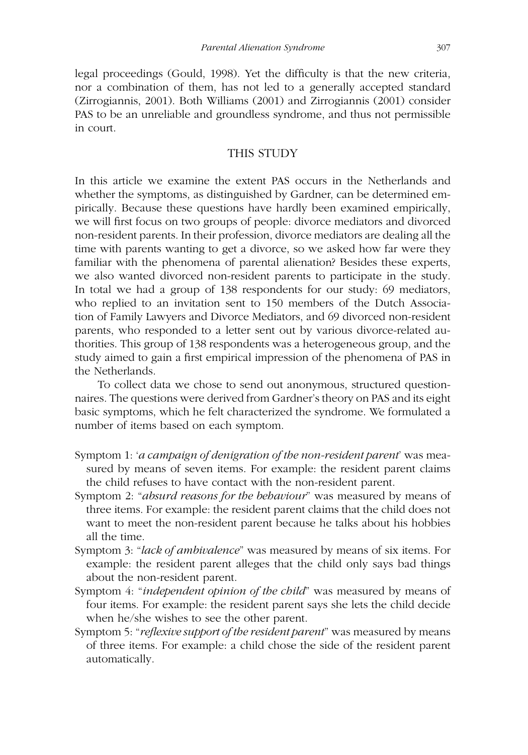legal proceedings (Gould, 1998). Yet the difficulty is that the new criteria, nor a combination of them, has not led to a generally accepted standard (Zirrogiannis, 2001). Both Williams (2001) and Zirrogiannis (2001) consider PAS to be an unreliable and groundless syndrome, and thus not permissible in court.

## THIS STUDY

In this article we examine the extent PAS occurs in the Netherlands and whether the symptoms, as distinguished by Gardner, can be determined empirically. Because these questions have hardly been examined empirically, we will first focus on two groups of people: divorce mediators and divorced non-resident parents. In their profession, divorce mediators are dealing all the time with parents wanting to get a divorce, so we asked how far were they familiar with the phenomena of parental alienation? Besides these experts, we also wanted divorced non-resident parents to participate in the study. In total we had a group of 138 respondents for our study: 69 mediators, who replied to an invitation sent to 150 members of the Dutch Association of Family Lawyers and Divorce Mediators, and 69 divorced non-resident parents, who responded to a letter sent out by various divorce-related authorities. This group of 138 respondents was a heterogeneous group, and the study aimed to gain a first empirical impression of the phenomena of PAS in the Netherlands.

To collect data we chose to send out anonymous, structured questionnaires. The questions were derived from Gardner's theory on PAS and its eight basic symptoms, which he felt characterized the syndrome. We formulated a number of items based on each symptom.

Symptom 1: '*a campaign of denigration of the non-resident parent*' was measured by means of seven items. For example: the resident parent claims the child refuses to have contact with the non-resident parent.

Symptom 2: "*absurd reasons for the behaviour*" was measured by means of three items. For example: the resident parent claims that the child does not want to meet the non-resident parent because he talks about his hobbies all the time.

Symptom 3: "*lack of ambivalence*" was measured by means of six items. For example: the resident parent alleges that the child only says bad things about the non-resident parent.

Symptom 4: "*independent opinion of the child*" was measured by means of four items. For example: the resident parent says she lets the child decide when he/she wishes to see the other parent.

Symptom 5: "*reflexive support of the resident parent*" was measured by means of three items. For example: a child chose the side of the resident parent automatically.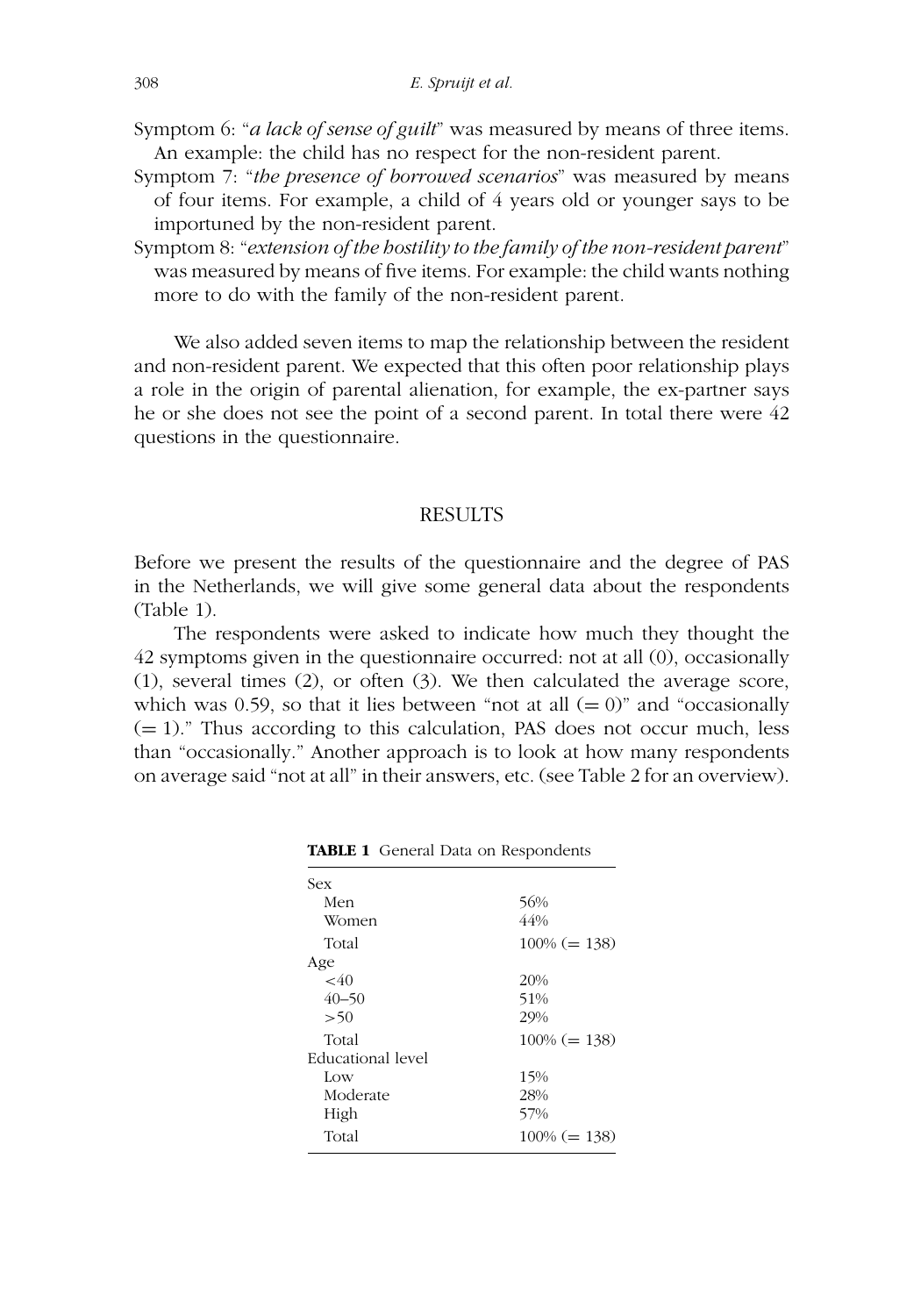Symptom 6: "*a lack of sense of guilt*" was measured by means of three items. An example: the child has no respect for the non-resident parent.

Symptom 7: "*the presence of borrowed scenarios*" was measured by means of four items. For example, a child of 4 years old or younger says to be importuned by the non-resident parent.

Symptom 8: "*extension of the hostility to the family of the non-resident parent*" was measured by means of five items. For example: the child wants nothing more to do with the family of the non-resident parent.

We also added seven items to map the relationship between the resident and non-resident parent. We expected that this often poor relationship plays a role in the origin of parental alienation, for example, the ex-partner says he or she does not see the point of a second parent. In total there were 42 questions in the questionnaire.

## RESULTS

Before we present the results of the questionnaire and the degree of PAS in the Netherlands, we will give some general data about the respondents (Table 1).

The respondents were asked to indicate how much they thought the 42 symptoms given in the questionnaire occurred: not at all (0), occasionally (1), several times (2), or often (3). We then calculated the average score, which was 0.59, so that it lies between "not at all (= 0)" and "occasionally (= 1)." Thus according to this calculation, PAS does not occur much, less than "occasionally." Another approach is to look at how many respondents on average said "not at all" in their answers, etc. (see Table 2 for an overview).

**TABLE 1** General Data on Respondents

| | |
|---|---|
| Sex | |
| Men | 56% |
| Women | 44% |
| Total | 100% (= 138) |
| Age | |
| <40 | 20% |
| 40–50 | 51% |
| >50 | 29% |
| Total | 100% (= 138) |
| Educational level | |
| Low | 15% |
| Moderate | 28% |
| High | 57% |
| Total | 100% (= 138) |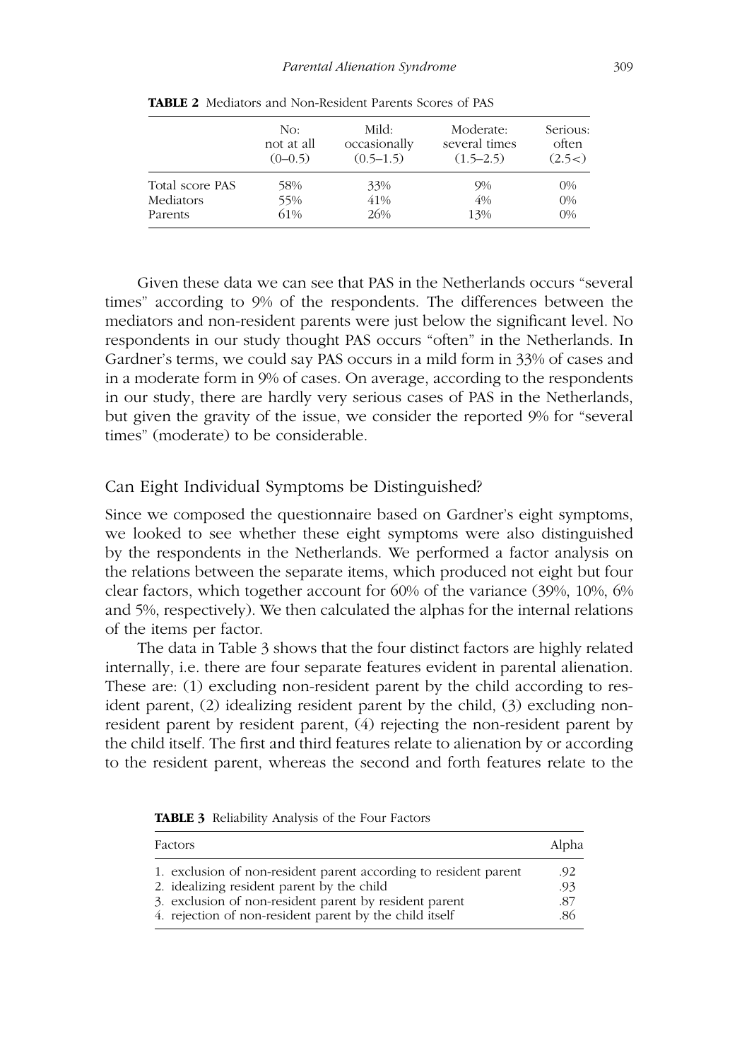**TABLE 2** Mediators and Non-Resident Parents Scores of PAS

| | No: not at all (0–0.5) | Mild: occasionally (0.5–1.5) | Moderate: several times (1.5–2.5) | Serious: often (2.5<) |
|---|---|---|---|---|
| Total score PAS | 58% | 33% | 9% | 0% |
| Mediators | 55% | 41% | 4% | 0% |
| Parents | 61% | 26% | 13% | 0% |

Given these data we can see that PAS in the Netherlands occurs "several times" according to 9% of the respondents. The differences between the mediators and non-resident parents were just below the significant level. No respondents in our study thought PAS occurs "often" in the Netherlands. In Gardner's terms, we could say PAS occurs in a mild form in 33% of cases and in a moderate form in 9% of cases. On average, according to the respondents in our study, there are hardly very serious cases of PAS in the Netherlands, but given the gravity of the issue, we consider the reported 9% for "several times" (moderate) to be considerable.

## Can Eight Individual Symptoms be Distinguished?

Since we composed the questionnaire based on Gardner's eight symptoms, we looked to see whether these eight symptoms were also distinguished by the respondents in the Netherlands. We performed a factor analysis on the relations between the separate items, which produced not eight but four clear factors, which together account for 60% of the variance (39%, 10%, 6% and 5%, respectively). We then calculated the alphas for the internal relations of the items per factor.

The data in Table 3 shows that the four distinct factors are highly related internally, i.e. there are four separate features evident in parental alienation. These are: (1) excluding non-resident parent by the child according to resident parent, (2) idealizing resident parent by the child, (3) excluding non-resident parent by resident parent, (4) rejecting the non-resident parent by the child itself. The first and third features relate to alienation by or according to the resident parent, whereas the second and forth features relate to the

**TABLE 3** Reliability Analysis of the Four Factors

| Factors | Alpha |
|---|---|
| 1. exclusion of non-resident parent according to resident parent | .92 |
| 2. idealizing resident parent by the child | .93 |
| 3. exclusion of non-resident parent by resident parent | .87 |
| 4. rejection of non-resident parent by the child itself | .86 |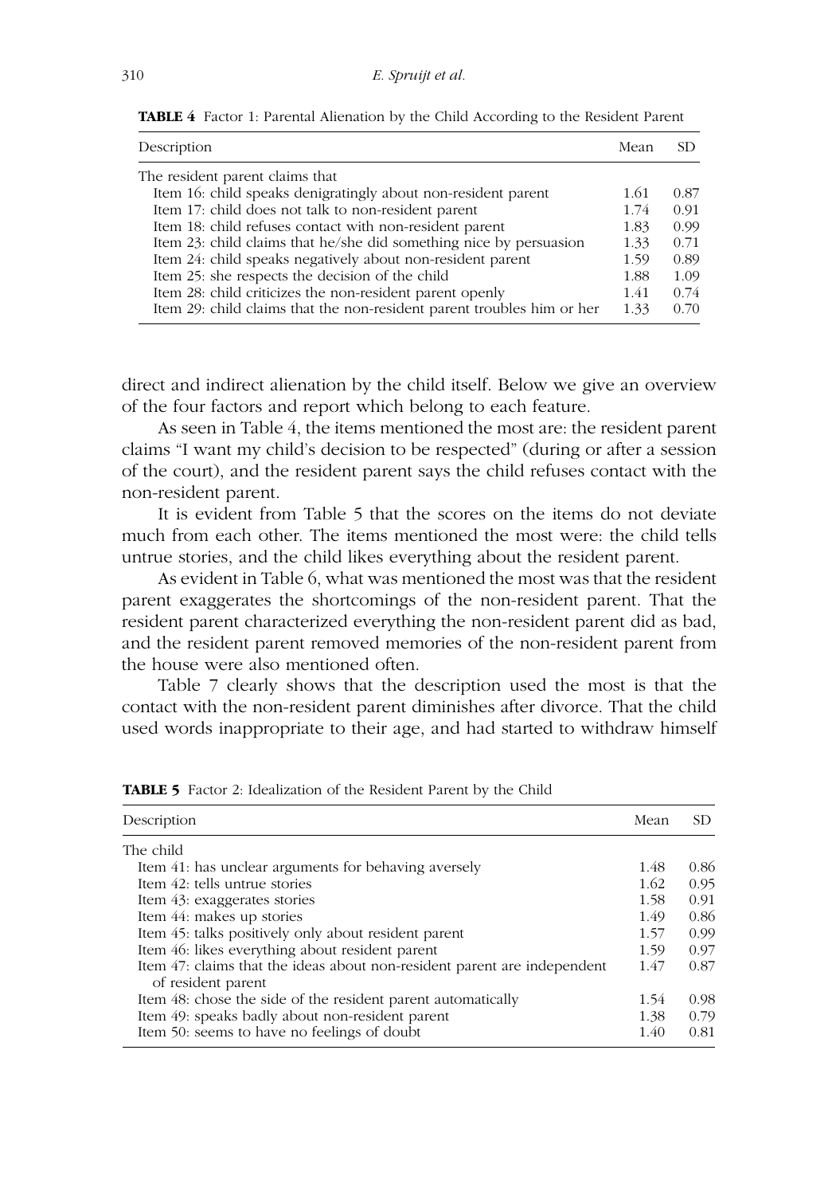**TABLE 4** Factor 1: Parental Alienation by the Child According to the Resident Parent

| Description | Mean | SD |
|---|---|---|
| The resident parent claims that | | |
| Item 16: child speaks denigratingly about non-resident parent | 1.61 | 0.87 |
| Item 17: child does not talk to non-resident parent | 1.74 | 0.91 |
| Item 18: child refuses contact with non-resident parent | 1.83 | 0.99 |
| Item 23: child claims that he/she did something nice by persuasion | 1.33 | 0.71 |
| Item 24: child speaks negatively about non-resident parent | 1.59 | 0.89 |
| Item 25: she respects the decision of the child | 1.88 | 1.09 |
| Item 28: child criticizes the non-resident parent openly | 1.41 | 0.74 |
| Item 29: child claims that the non-resident parent troubles him or her | 1.33 | 0.70 |

direct and indirect alienation by the child itself. Below we give an overview of the four factors and report which belong to each feature.

As seen in Table 4, the items mentioned the most are: the resident parent claims "I want my child's decision to be respected" (during or after a session of the court), and the resident parent says the child refuses contact with the non-resident parent.

It is evident from Table 5 that the scores on the items do not deviate much from each other. The items mentioned the most were: the child tells untrue stories, and the child likes everything about the resident parent.

As evident in Table 6, what was mentioned the most was that the resident parent exaggerates the shortcomings of the non-resident parent. That the resident parent characterized everything the non-resident parent did as bad, and the resident parent removed memories of the non-resident parent from the house were also mentioned often.

Table 7 clearly shows that the description used the most is that the contact with the non-resident parent diminishes after divorce. That the child used words inappropriate to their age, and had started to withdraw himself

**TABLE 5** Factor 2: Idealization of the Resident Parent by the Child

| Description | Mean | SD |
|---|---|---|
| The child | | |
| Item 41: has unclear arguments for behaving aversely | 1.48 | 0.86 |
| Item 42: tells untrue stories | 1.62 | 0.95 |
| Item 43: exaggerates stories | 1.58 | 0.91 |
| Item 44: makes up stories | 1.49 | 0.86 |
| Item 45: talks positively only about resident parent | 1.57 | 0.99 |
| Item 46: likes everything about resident parent | 1.59 | 0.97 |
| Item 47: claims that the ideas about non-resident parent are independent of resident parent | 1.47 | 0.87 |
| Item 48: chose the side of the resident parent automatically | 1.54 | 0.98 |
| Item 49: speaks badly about non-resident parent | 1.38 | 0.79 |
| Item 50: seems to have no feelings of doubt | 1.40 | 0.81 |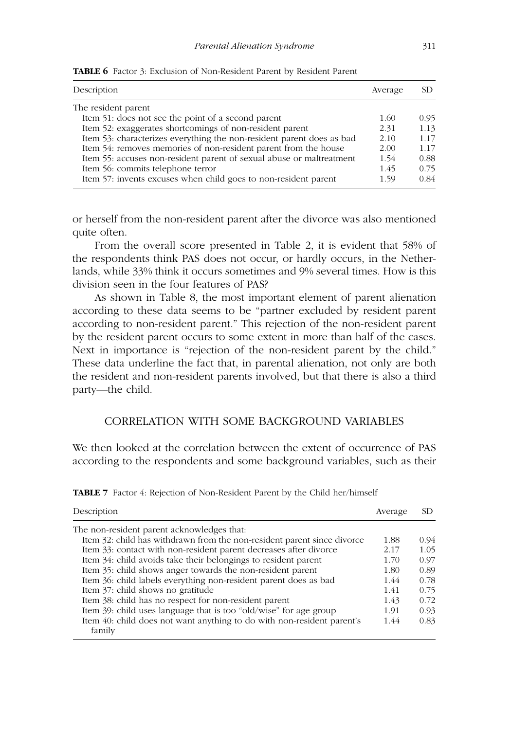**TABLE 6** Factor 3: Exclusion of Non-Resident Parent by Resident Parent

| Description | Average | SD |
|---|---|---|
| The resident parent | | |
| Item 51: does not see the point of a second parent | 1.60 | 0.95 |
| Item 52: exaggerates shortcomings of non-resident parent | 2.31 | 1.13 |
| Item 53: characterizes everything the non-resident parent does as bad | 2.10 | 1.17 |
| Item 54: removes memories of non-resident parent from the house | 2.00 | 1.17 |
| Item 55: accuses non-resident parent of sexual abuse or maltreatment | 1.54 | 0.88 |
| Item 56: commits telephone terror | 1.45 | 0.75 |
| Item 57: invents excuses when child goes to non-resident parent | 1.59 | 0.84 |

or herself from the non-resident parent after the divorce was also mentioned quite often.

From the overall score presented in Table 2, it is evident that 58% of the respondents think PAS does not occur, or hardly occurs, in the Netherlands, while 33% think it occurs sometimes and 9% several times. How is this division seen in the four features of PAS?

As shown in Table 8, the most important element of parent alienation according to these data seems to be "partner excluded by resident parent according to non-resident parent." This rejection of the non-resident parent by the resident parent occurs to some extent in more than half of the cases. Next in importance is "rejection of the non-resident parent by the child." These data underline the fact that, in parental alienation, not only are both the resident and non-resident parents involved, but that there is also a third party—the child.

## CORRELATION WITH SOME BACKGROUND VARIABLES

We then looked at the correlation between the extent of occurrence of PAS according to the respondents and some background variables, such as their

**TABLE 7** Factor 4: Rejection of Non-Resident Parent by the Child her/himself

| Description | Average | SD |
|---|---|---|
| The non-resident parent acknowledges that: | | |
| Item 32: child has withdrawn from the non-resident parent since divorce | 1.88 | 0.94 |
| Item 33: contact with non-resident parent decreases after divorce | 2.17 | 1.05 |
| Item 34: child avoids take their belongings to resident parent | 1.70 | 0.97 |
| Item 35: child shows anger towards the non-resident parent | 1.80 | 0.89 |
| Item 36: child labels everything non-resident parent does as bad | 1.44 | 0.78 |
| Item 37: child shows no gratitude | 1.41 | 0.75 |
| Item 38: child has no respect for non-resident parent | 1.43 | 0.72 |
| Item 39: child uses language that is too "old/wise" for age group | 1.91 | 0.93 |
| Item 40: child does not want anything to do with non-resident parent's family | 1.44 | 0.83 |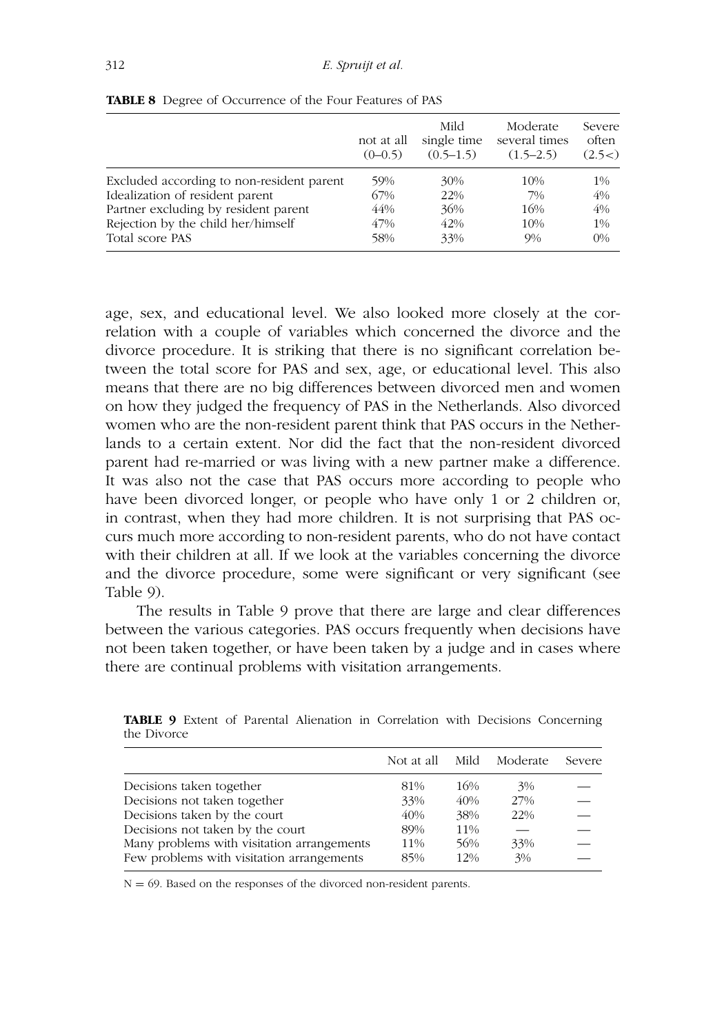**TABLE 8** Degree of Occurrence of the Four Features of PAS

| | not at all (0–0.5) | Mild single time (0.5–1.5) | Moderate several times (1.5–2.5) | Severe often (2.5<) |
|---|---|---|---|---|
| Excluded according to non-resident parent | 59% | 30% | 10% | 1% |
| Idealization of resident parent | 67% | 22% | 7% | 4% |
| Partner excluding by resident parent | 44% | 36% | 16% | 4% |
| Rejection by the child her/himself | 47% | 42% | 10% | 1% |
| Total score PAS | 58% | 33% | 9% | 0% |

age, sex, and educational level. We also looked more closely at the correlation with a couple of variables which concerned the divorce and the divorce procedure. It is striking that there is no significant correlation between the total score for PAS and sex, age, or educational level. This also means that there are no big differences between divorced men and women on how they judged the frequency of PAS in the Netherlands. Also divorced women who are the non-resident parent think that PAS occurs in the Netherlands to a certain extent. Nor did the fact that the non-resident divorced parent had re-married or was living with a new partner make a difference. It was also not the case that PAS occurs more according to people who have been divorced longer, or people who have only 1 or 2 children or, in contrast, when they had more children. It is not surprising that PAS occurs much more according to non-resident parents, who do not have contact with their children at all. If we look at the variables concerning the divorce and the divorce procedure, some were significant or very significant (see Table 9).

The results in Table 9 prove that there are large and clear differences between the various categories. PAS occurs frequently when decisions have not been taken together, or have been taken by a judge and in cases where there are continual problems with visitation arrangements.

**TABLE 9** Extent of Parental Alienation in Correlation with Decisions Concerning the Divorce

| | Not at all | Mild | Moderate | Severe |
|---|---|---|---|---|
| Decisions taken together | 81% | 16% | 3% | — |
| Decisions not taken together | 33% | 40% | 27% | — |
| Decisions taken by the court | 40% | 38% | 22% | — |
| Decisions not taken by the court | 89% | 11% | — | — |
| Many problems with visitation arrangements | 11% | 56% | 33% | — |
| Few problems with visitation arrangements | 85% | 12% | 3% | — |

$N = 69$. Based on the responses of the divorced non-resident parents.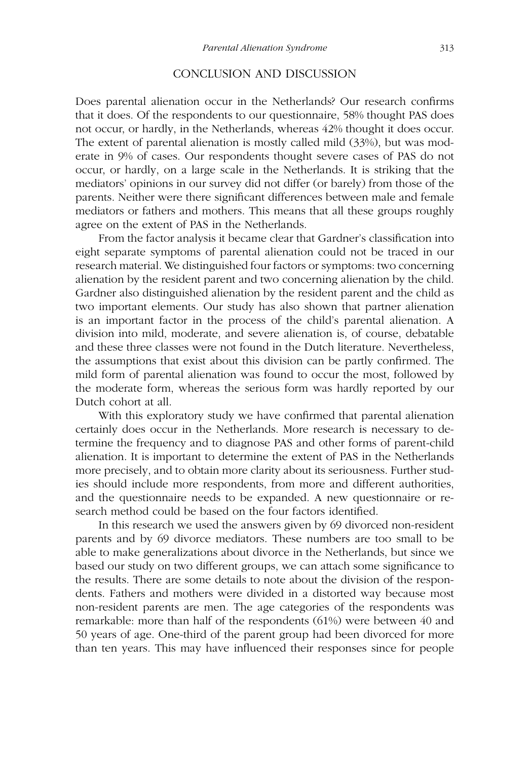## CONCLUSION AND DISCUSSION

Does parental alienation occur in the Netherlands? Our research confirms that it does. Of the respondents to our questionnaire, 58% thought PAS does not occur, or hardly, in the Netherlands, whereas 42% thought it does occur. The extent of parental alienation is mostly called mild (33%), but was moderate in 9% of cases. Our respondents thought severe cases of PAS do not occur, or hardly, on a large scale in the Netherlands. It is striking that the mediators' opinions in our survey did not differ (or barely) from those of the parents. Neither were there significant differences between male and female mediators or fathers and mothers. This means that all these groups roughly agree on the extent of PAS in the Netherlands.

From the factor analysis it became clear that Gardner's classification into eight separate symptoms of parental alienation could not be traced in our research material. We distinguished four factors or symptoms: two concerning alienation by the resident parent and two concerning alienation by the child. Gardner also distinguished alienation by the resident parent and the child as two important elements. Our study has also shown that partner alienation is an important factor in the process of the child's parental alienation. A division into mild, moderate, and severe alienation is, of course, debatable and these three classes were not found in the Dutch literature. Nevertheless, the assumptions that exist about this division can be partly confirmed. The mild form of parental alienation was found to occur the most, followed by the moderate form, whereas the serious form was hardly reported by our Dutch cohort at all.

With this exploratory study we have confirmed that parental alienation certainly does occur in the Netherlands. More research is necessary to determine the frequency and to diagnose PAS and other forms of parent-child alienation. It is important to determine the extent of PAS in the Netherlands more precisely, and to obtain more clarity about its seriousness. Further studies should include more respondents, from more and different authorities, and the questionnaire needs to be expanded. A new questionnaire or research method could be based on the four factors identified.

In this research we used the answers given by 69 divorced non-resident parents and by 69 divorce mediators. These numbers are too small to be able to make generalizations about divorce in the Netherlands, but since we based our study on two different groups, we can attach some significance to the results. There are some details to note about the division of the respondents. Fathers and mothers were divided in a distorted way because most non-resident parents are men. The age categories of the respondents was remarkable: more than half of the respondents (61%) were between 40 and 50 years of age. One-third of the parent group had been divorced for more than ten years. This may have influenced their responses since for people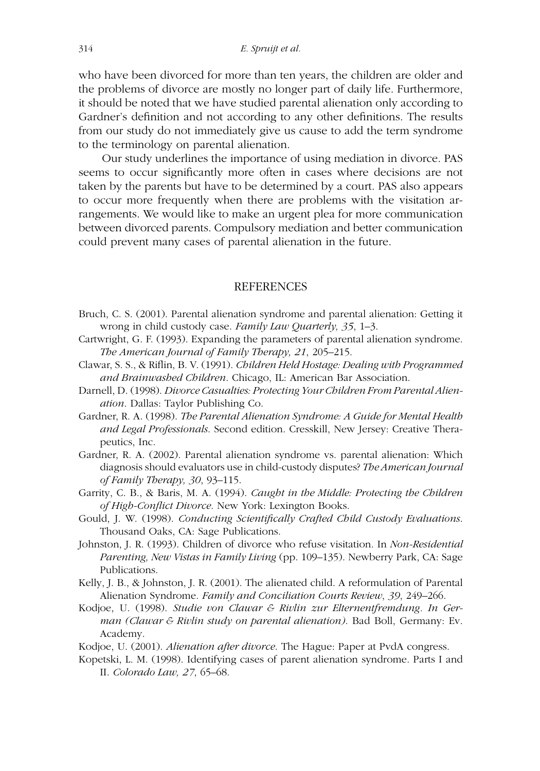who have been divorced for more than ten years, the children are older and the problems of divorce are mostly no longer part of daily life. Furthermore, it should be noted that we have studied parental alienation only according to Gardner's definition and not according to any other definitions. The results from our study do not immediately give us cause to add the term syndrome to the terminology on parental alienation.

Our study underlines the importance of using mediation in divorce. PAS seems to occur significantly more often in cases where decisions are not taken by the parents but have to be determined by a court. PAS also appears to occur more frequently when there are problems with the visitation arrangements. We would like to make an urgent plea for more communication between divorced parents. Compulsory mediation and better communication could prevent many cases of parental alienation in the future.

## REFERENCES

Bruch, C. S. (2001). Parental alienation syndrome and parental alienation: Getting it wrong in child custody case. *Family Law Quarterly, 35*, 1–3.

Cartwright, G. F. (1993). Expanding the parameters of parental alienation syndrome. *The American Journal of Family Therapy, 21*, 205–215.

Clawar, S. S., & Riflin, B. V. (1991). *Children Held Hostage: Dealing with Programmed and Brainwashed Children*. Chicago, IL: American Bar Association.

Darnell, D. (1998). *Divorce Casualties: Protecting Your Children From Parental Alienation*. Dallas: Taylor Publishing Co.

Gardner, R. A. (1998). *The Parental Alienation Syndrome: A Guide for Mental Health and Legal Professionals*. Second edition. Cresskill, New Jersey: Creative Therapeutics, Inc.

Gardner, R. A. (2002). Parental alienation syndrome vs. parental alienation: Which diagnosis should evaluators use in child-custody disputes? *The American Journal of Family Therapy, 30*, 93–115.

Garrity, C. B., & Baris, M. A. (1994). *Caught in the Middle: Protecting the Children of High-Conflict Divorce*. New York: Lexington Books.

Gould, J. W. (1998). *Conducting Scientifically Crafted Child Custody Evaluations*. Thousand Oaks, CA: Sage Publications.

Johnston, J. R. (1993). Children of divorce who refuse visitation. In *Non-Residential Parenting, New Vistas in Family Living* (pp. 109–135). Newberry Park, CA: Sage Publications.

Kelly, J. B., & Johnston, J. R. (2001). The alienated child. A reformulation of Parental Alienation Syndrome. *Family and Conciliation Courts Review*, *39*, 249–266.

Kodjoe, U. (1998). *Studie von Clawar & Rivlin zur Elternentfremdung. In German (Clawar & Rivlin study on parental alienation)*. Bad Boll, Germany: Ev. Academy.

Kodjoe, U. (2001). *Alienation after divorce*. The Hague: Paper at PvdA congress.

Kopetski, L. M. (1998). Identifying cases of parent alienation syndrome. Parts I and II. *Colorado Law, 27*, 65–68.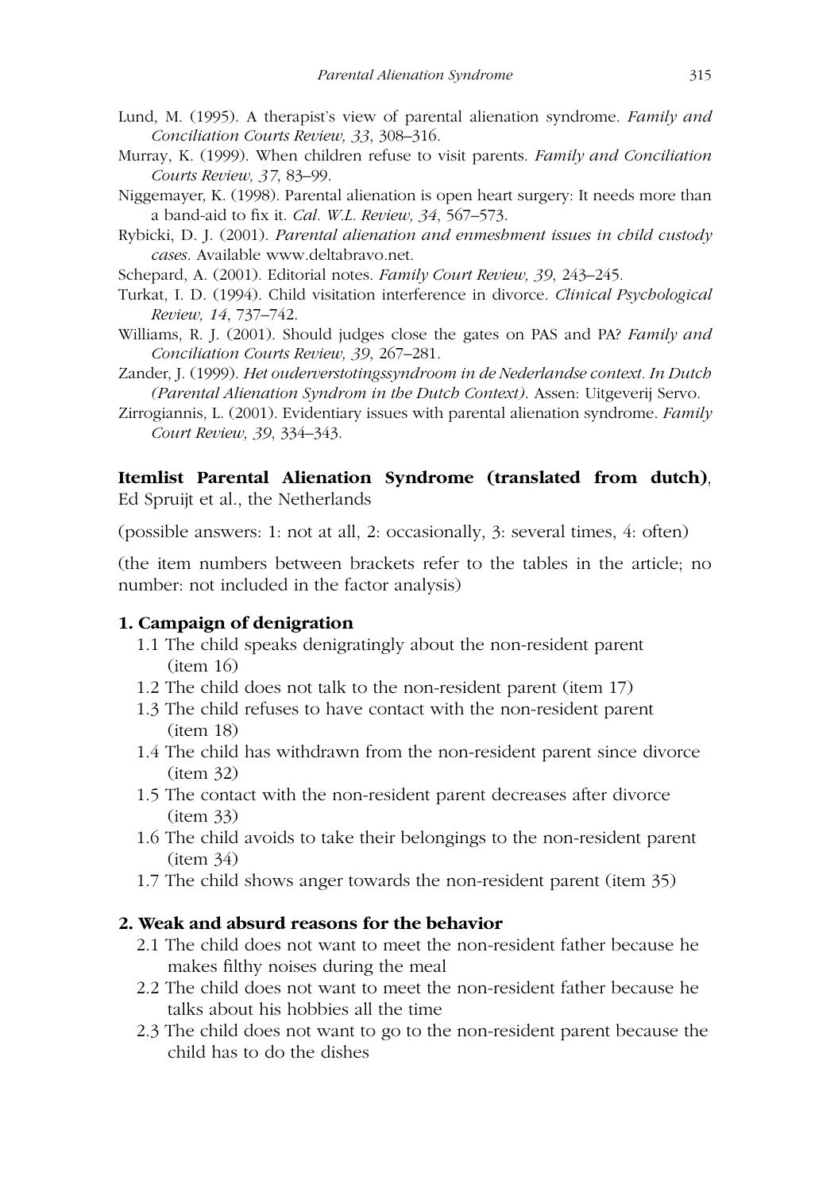Lund, M. (1995). A therapist's view of parental alienation syndrome. *Family and Conciliation Courts Review, 33*, 308–316.

Murray, K. (1999). When children refuse to visit parents. *Family and Conciliation Courts Review, 37*, 83–99.

Niggemayer, K. (1998). Parental alienation is open heart surgery: It needs more than a band-aid to fix it. *Cal. W.L. Review, 34*, 567–573.

Rybicki, D. J. (2001). *Parental alienation and enmeshment issues in child custody cases*. Available www.deltabravo.net.

Schepard, A. (2001). Editorial notes. *Family Court Review, 39*, 243–245.

Turkat, I. D. (1994). Child visitation interference in divorce. *Clinical Psychological Review, 14*, 737–742.

Williams, R. J. (2001). Should judges close the gates on PAS and PA? *Family and Conciliation Courts Review, 39*, 267–281.

Zander, J. (1999). *Het ouderverstotingssyndroom in de Nederlandse context. In Dutch (Parental Alienation Syndrom in the Dutch Context)*. Assen: Uitgeverij Servo.

Zirrogiannis, L. (2001). Evidentiary issues with parental alienation syndrome. *Family Court Review, 39*, 334–343.

**Itemlist Parental Alienation Syndrome (translated from dutch)**, Ed Spruijt et al., the Netherlands

(possible answers: 1: not at all, 2: occasionally, 3: several times, 4: often)

(the item numbers between brackets refer to the tables in the article; no number: not included in the factor analysis)

### 1. Campaign of denigration

- 1.1 The child speaks denigratingly about the non-resident parent (item 16)
- 1.2 The child does not talk to the non-resident parent (item 17)
- 1.3 The child refuses to have contact with the non-resident parent (item 18)
- 1.4 The child has withdrawn from the non-resident parent since divorce (item 32)
- 1.5 The contact with the non-resident parent decreases after divorce (item 33)
- 1.6 The child avoids to take their belongings to the non-resident parent (item 34)
- 1.7 The child shows anger towards the non-resident parent (item 35)

### 2. Weak and absurd reasons for the behavior

- 2.1 The child does not want to meet the non-resident father because he makes filthy noises during the meal
- 2.2 The child does not want to meet the non-resident father because he talks about his hobbies all the time
- 2.3 The child does not want to go to the non-resident parent because the child has to do the dishes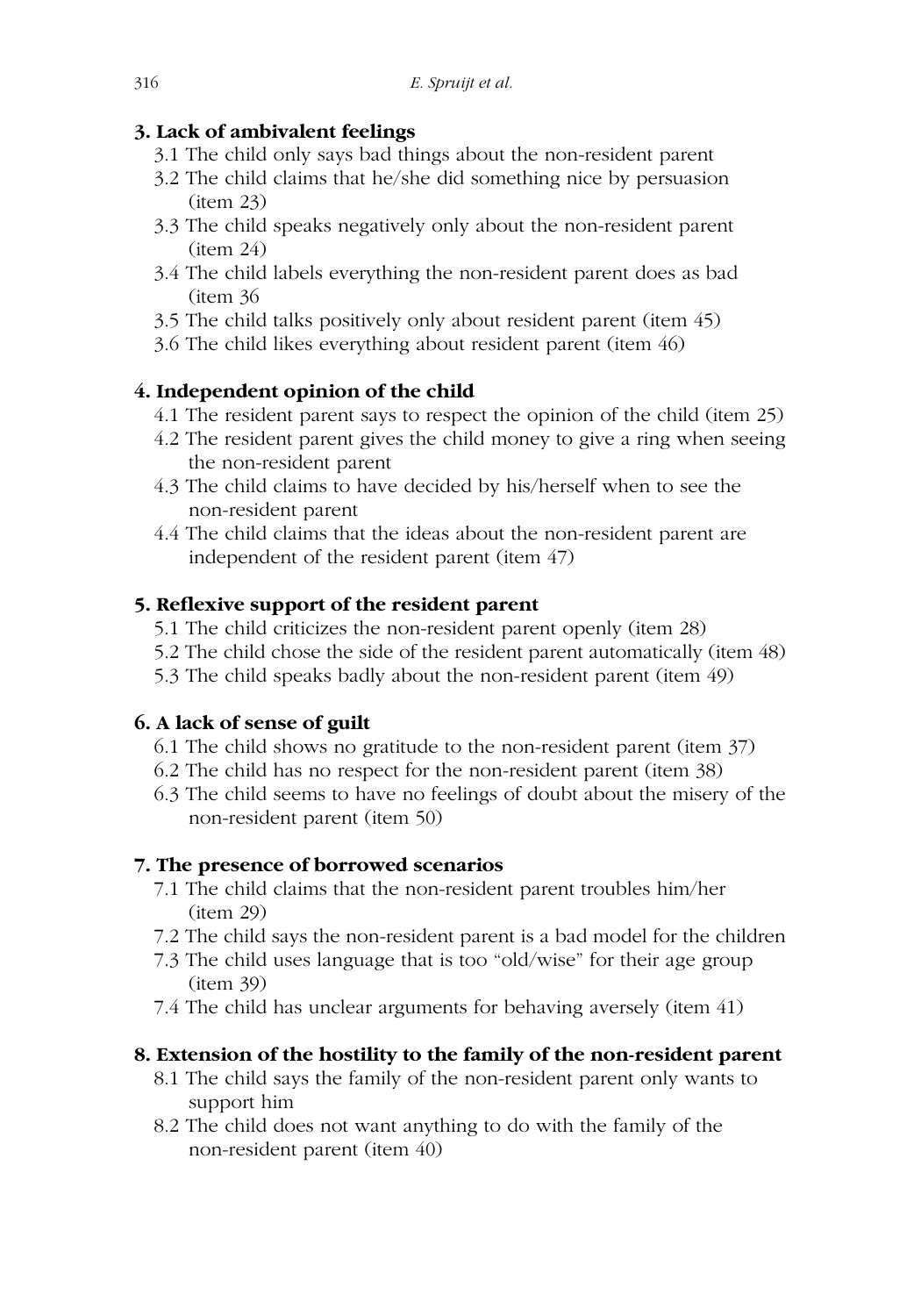**3. Lack of ambivalent feelings**

3.1 The child only says bad things about the non-resident parent
3.2 The child claims that he/she did something nice by persuasion (item 23)
3.3 The child speaks negatively only about the non-resident parent (item 24)
3.4 The child labels everything the non-resident parent does as bad (item 36
3.5 The child talks positively only about resident parent (item 45)
3.6 The child likes everything about resident parent (item 46)

**4. Independent opinion of the child**

4.1 The resident parent says to respect the opinion of the child (item 25)
4.2 The resident parent gives the child money to give a ring when seeing the non-resident parent
4.3 The child claims to have decided by his/herself when to see the non-resident parent
4.4 The child claims that the ideas about the non-resident parent are independent of the resident parent (item 47)

**5. Reflexive support of the resident parent**

5.1 The child criticizes the non-resident parent openly (item 28)
5.2 The child chose the side of the resident parent automatically (item 48)
5.3 The child speaks badly about the non-resident parent (item 49)

**6. A lack of sense of guilt**

6.1 The child shows no gratitude to the non-resident parent (item 37)
6.2 The child has no respect for the non-resident parent (item 38)
6.3 The child seems to have no feelings of doubt about the misery of the non-resident parent (item 50)

**7. The presence of borrowed scenarios**

7.1 The child claims that the non-resident parent troubles him/her (item 29)
7.2 The child says the non-resident parent is a bad model for the children
7.3 The child uses language that is too "old/wise" for their age group (item 39)
7.4 The child has unclear arguments for behaving aversely (item 41)

**8. Extension of the hostility to the family of the non-resident parent**

8.1 The child says the family of the non-resident parent only wants to support him
8.2 The child does not want anything to do with the family of the non-resident parent (item 40)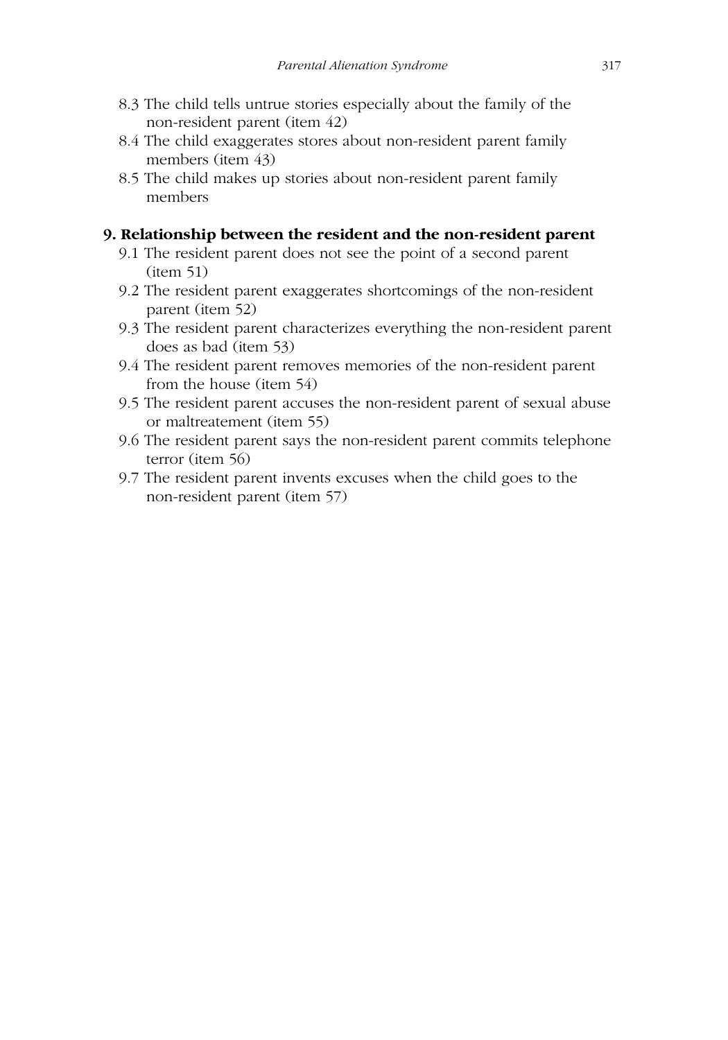- 8.3 The child tells untrue stories especially about the family of the non-resident parent (item 42)
- 8.4 The child exaggerates stores about non-resident parent family members (item 43)
- 8.5 The child makes up stories about non-resident parent family members

**9. Relationship between the resident and the non-resident parent**

- 9.1 The resident parent does not see the point of a second parent (item 51)
- 9.2 The resident parent exaggerates shortcomings of the non-resident parent (item 52)
- 9.3 The resident parent characterizes everything the non-resident parent does as bad (item 53)
- 9.4 The resident parent removes memories of the non-resident parent from the house (item 54)
- 9.5 The resident parent accuses the non-resident parent of sexual abuse or maltreatement (item 55)
- 9.6 The resident parent says the non-resident parent commits telephone terror (item 56)
- 9.7 The resident parent invents excuses when the child goes to the non-resident parent (item 57)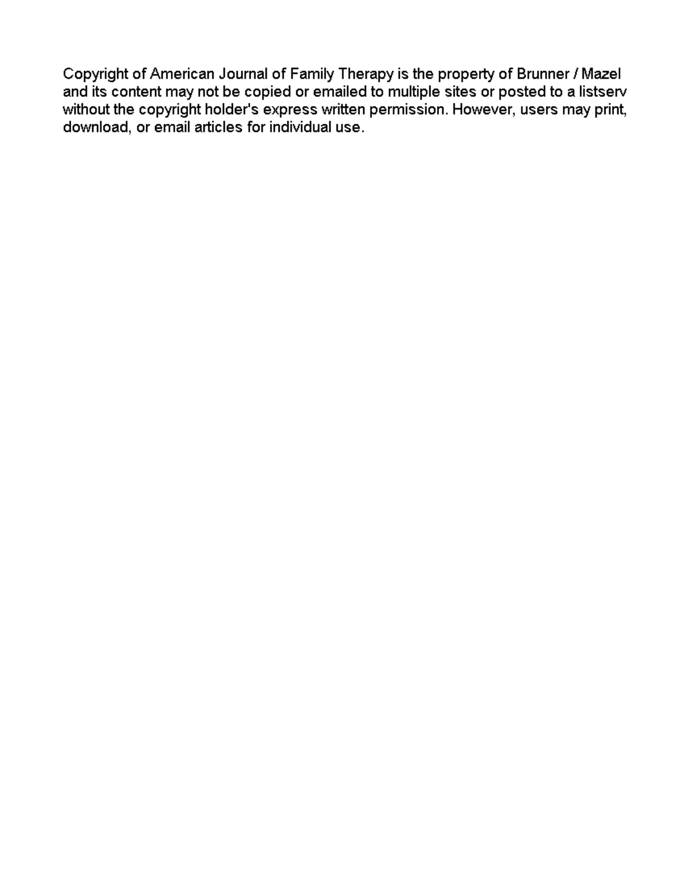Copyright of American Journal of Family Therapy is the property of Brunner / Mazel and its content may not be copied or emailed to multiple sites or posted to a listserv without the copyright holder's express written permission. However, users may print, download, or email articles for individual use.